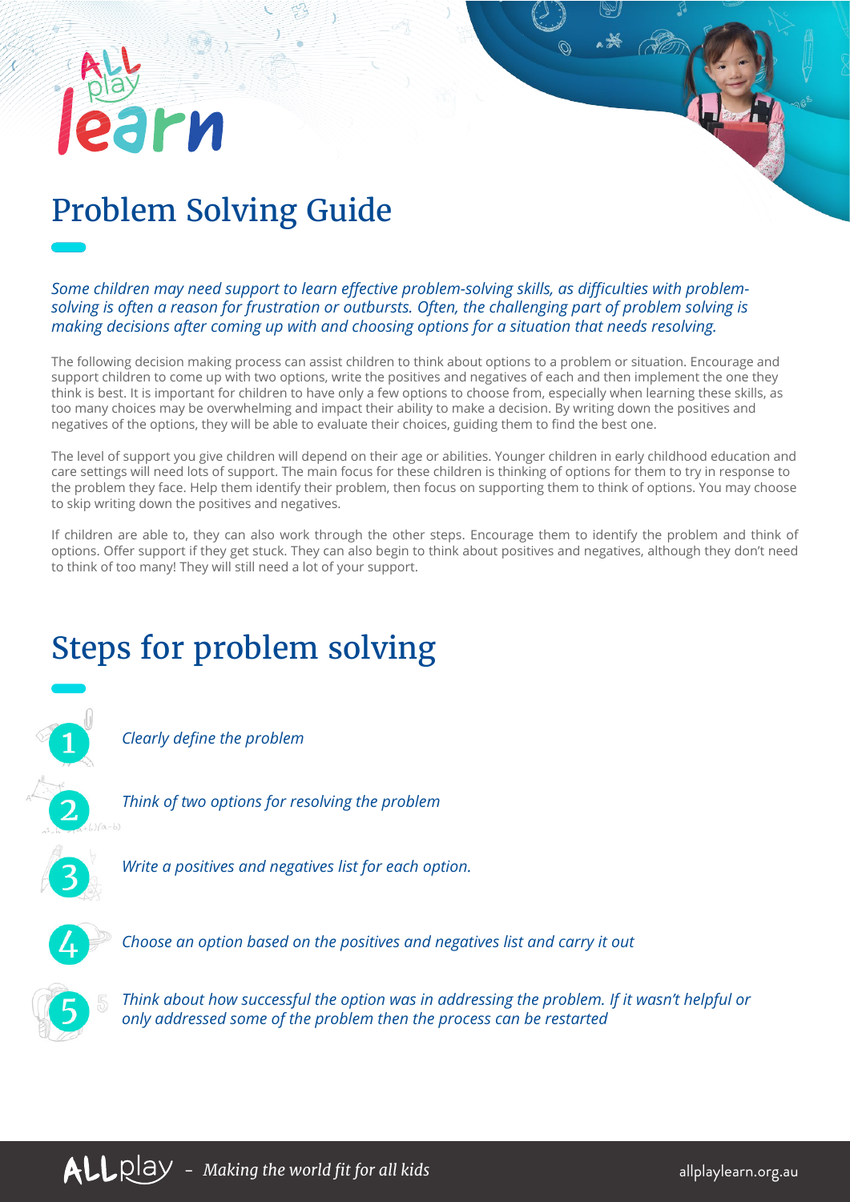# Problem Solving Guide

*Some children may need support to learn effective problem-solving skills, as difficulties with problem-solving is often a reason for frustration or outbursts. Often, the challenging part of problem solving is making decisions after coming up with and choosing options for a situation that needs resolving.*

The following decision making process can assist children to think about options to a problem or situation. Encourage and support children to come up with two options, write the positives and negatives of each and then implement the one they think is best. It is important for children to have only a few options to choose from, especially when learning these skills, as too many choices may be overwhelming and impact their ability to make a decision. By writing down the positives and negatives of the options, they will be able to evaluate their choices, guiding them to find the best one.

The level of support you give children will depend on their age or abilities. Younger children in early childhood education and care settings will need lots of support. The main focus for these children is thinking of options for them to try in response to the problem they face. Help them identify their problem, then focus on supporting them to think of options. You may choose to skip writing down the positives and negatives.

If children are able to, they can also work through the other steps. Encourage them to identify the problem and think of options. Offer support if they get stuck. They can also begin to think about positives and negatives, although they don't need to think of too many! They will still need a lot of your support.

## Steps for problem solving

1. *Clearly define the problem*
2. *Think of two options for resolving the problem*
3. *Write a positives and negatives list for each option.*
4. *Choose an option based on the positives and negatives list and carry it out*
5. *Think about how successful the option was in addressing the problem. If it wasn't helpful or only addressed some of the problem then the process can be restarted*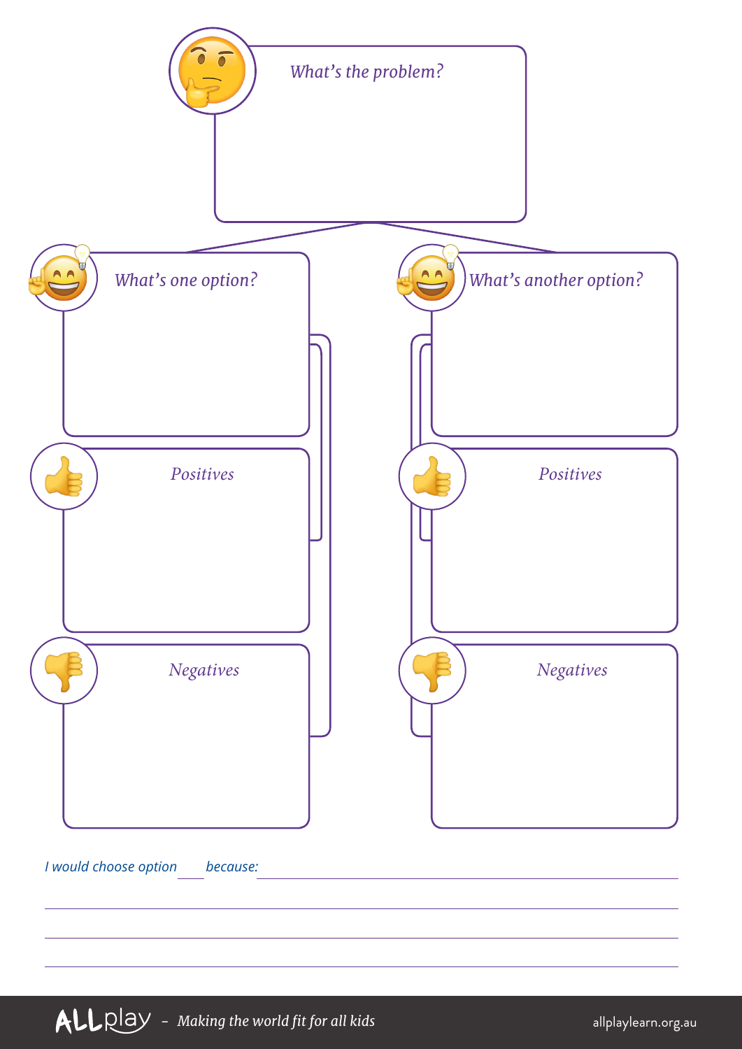*What's the problem?*

*What's one option?*

*Positives*

*Negatives*

*What's another option?*

*Positives*

*Negatives*

*I would choose option \_\_\_ because:* \_\_\_\_\_\_\_\_\_\_\_\_\_\_\_\_\_\_\_\_\_\_\_\_\_\_\_\_\_\_\_\_\_\_\_\_\_\_\_\_

\_\_\_\_\_\_\_\_\_\_\_\_\_\_\_\_\_\_\_\_\_\_\_\_\_\_\_\_\_\_\_\_\_\_\_\_\_\_\_\_\_\_\_\_\_\_\_\_\_\_\_\_\_\_\_\_\_\_\_\_\_\_\_\_\_\_\_\_

\_\_\_\_\_\_\_\_\_\_\_\_\_\_\_\_\_\_\_\_\_\_\_\_\_\_\_\_\_\_\_\_\_\_\_\_\_\_\_\_\_\_\_\_\_\_\_\_\_\_\_\_\_\_\_\_\_\_\_\_\_\_\_\_\_\_\_\_

\_\_\_\_\_\_\_\_\_\_\_\_\_\_\_\_\_\_\_\_\_\_\_\_\_\_\_\_\_\_\_\_\_\_\_\_\_\_\_\_\_\_\_\_\_\_\_\_\_\_\_\_\_\_\_\_\_\_\_\_\_\_\_\_\_\_\_\_

ALLplay – *Making the world fit for all kids* allplaylearn.org.au